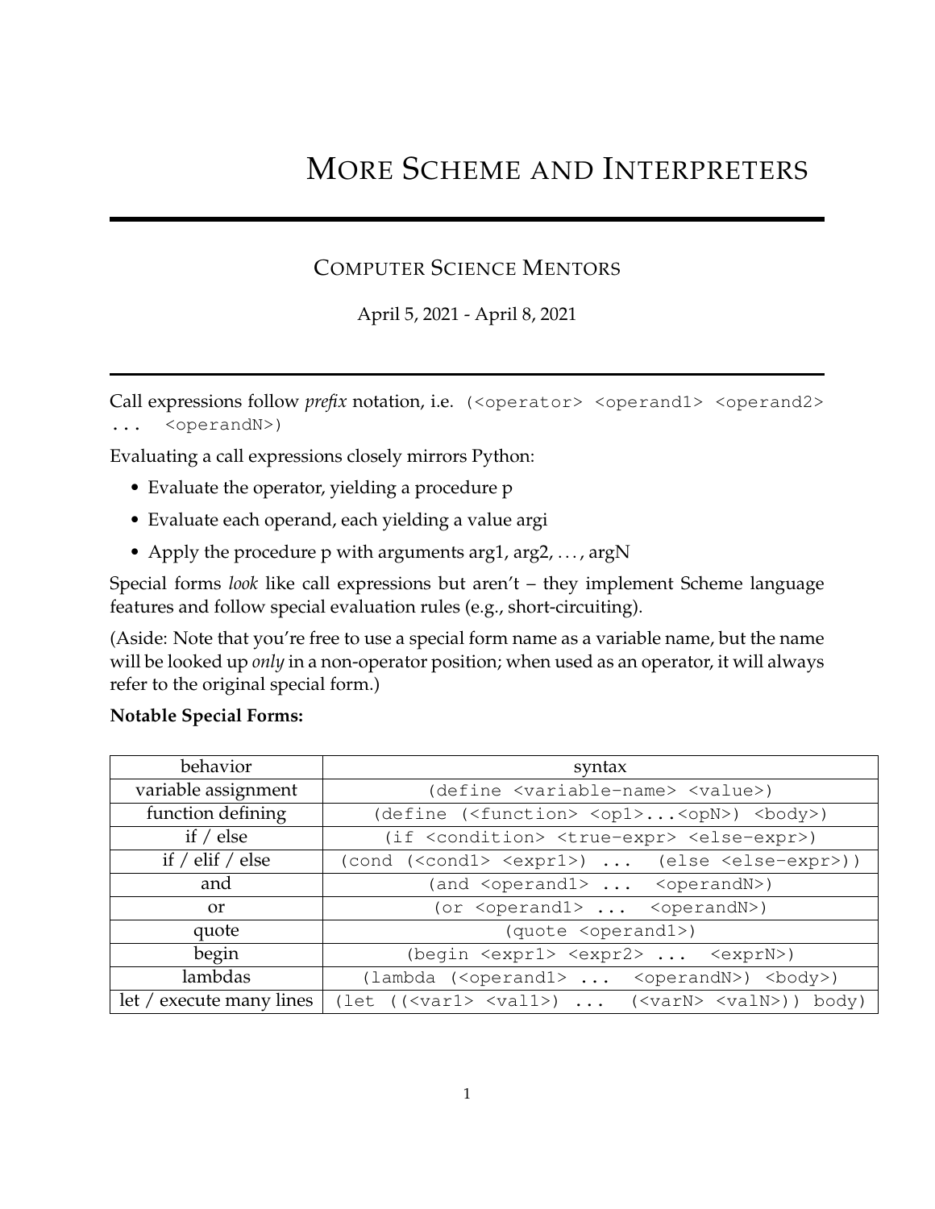# More Scheme and Interpreters

## Computer Science Mentors

April 5, 2021 - April 8, 2021

---

Call expressions follow *prefix* notation, i.e. `(<operator> <operand1> <operand2> ... <operandN>)`

Evaluating a call expressions closely mirrors Python:

- Evaluate the operator, yielding a procedure p
- Evaluate each operand, each yielding a value argi
- Apply the procedure p with arguments arg1, arg2, . . . , argN

Special forms *look* like call expressions but aren't – they implement Scheme language features and follow special evaluation rules (e.g., short-circuiting).

(Aside: Note that you're free to use a special form name as a variable name, but the name will be looked up *only* in a non-operator position; when used as an operator, it will always refer to the original special form.)

**Notable Special Forms:**

| behavior | syntax |
|---|---|
| variable assignment | `(define <variable-name> <value>)` |
| function defining | `(define (<function> <op1>...<opN>) <body>)` |
| if / else | `(if <condition> <true-expr> <else-expr>)` |
| if / elif / else | `(cond (<cond1> <expr1>) ... (else <else-expr>))` |
| and | `(and <operand1> ... <operandN>)` |
| or | `(or <operand1> ... <operandN>)` |
| quote | `(quote <operand1>)` |
| begin | `(begin <expr1> <expr2> ... <exprN>)` |
| lambdas | `(lambda (<operand1> ... <operandN>) <body>)` |
| let / execute many lines | `(let ((<var1> <val1>) ... (<varN> <valN>)) body)` |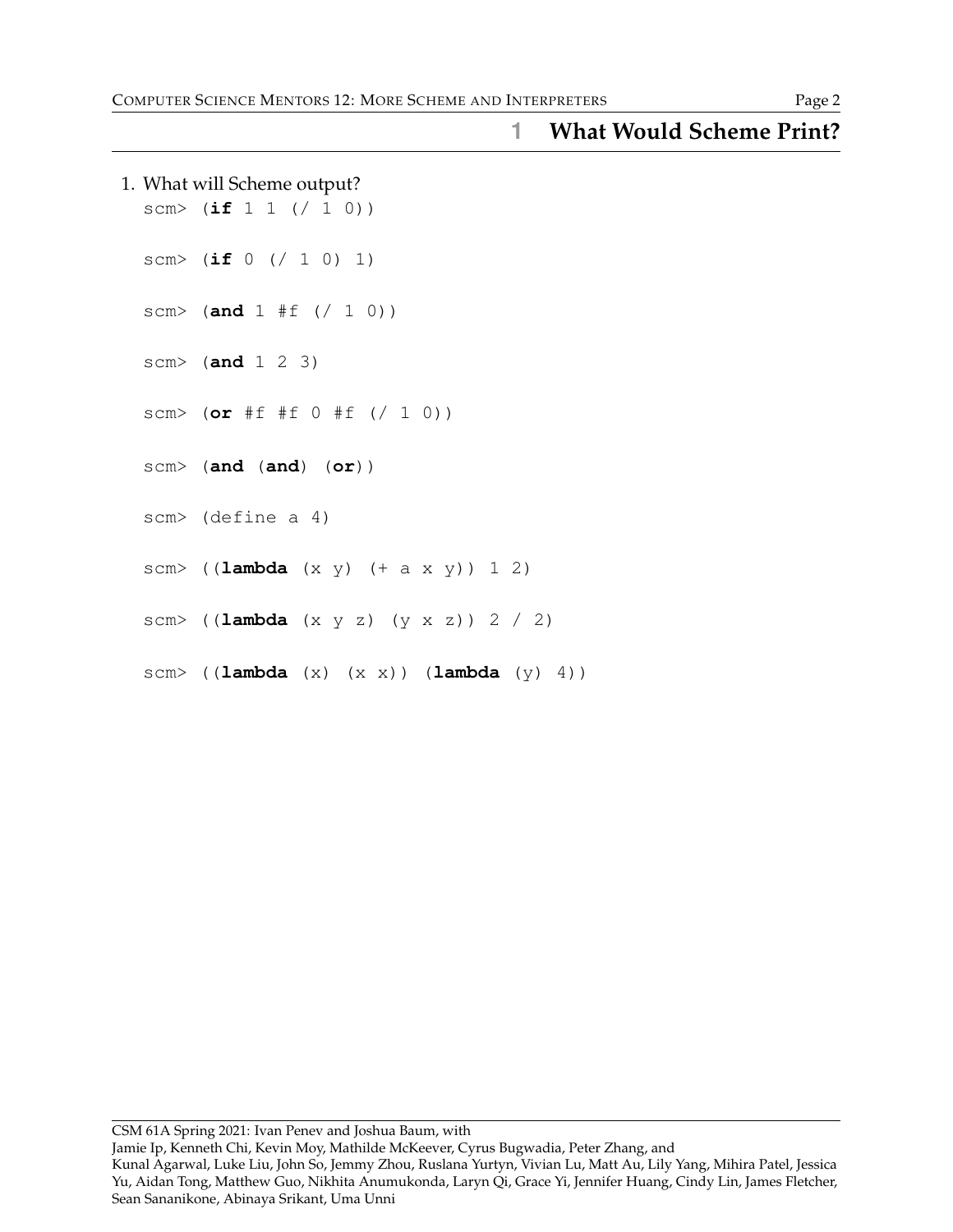## 1 What Would Scheme Print?

1. What will Scheme output?

```
scm> (if 1 1 (/ 1 0))

scm> (if 0 (/ 1 0) 1)

scm> (and 1 #f (/ 1 0))

scm> (and 1 2 3)

scm> (or #f #f 0 #f (/ 1 0))

scm> (and (and) (or))

scm> (define a 4)

scm> ((lambda (x y) (+ a x y)) 1 2)

scm> ((lambda (x y z) (y x z)) 2 / 2)

scm> ((lambda (x) (x x)) (lambda (y) 4))
```

CSM 61A Spring 2021: Ivan Penev and Joshua Baum, with
Jamie Ip, Kenneth Chi, Kevin Moy, Mathilde McKeever, Cyrus Bugwadia, Peter Zhang, and
Kunal Agarwal, Luke Liu, John So, Jemmy Zhou, Ruslana Yurtyn, Vivian Lu, Matt Au, Lily Yang, Mihira Patel, Jessica Yu, Aidan Tong, Matthew Guo, Nikhita Anumukonda, Laryn Qi, Grace Yi, Jennifer Huang, Cindy Lin, James Fletcher, Sean Sananikone, Abinaya Srikant, Uma Unni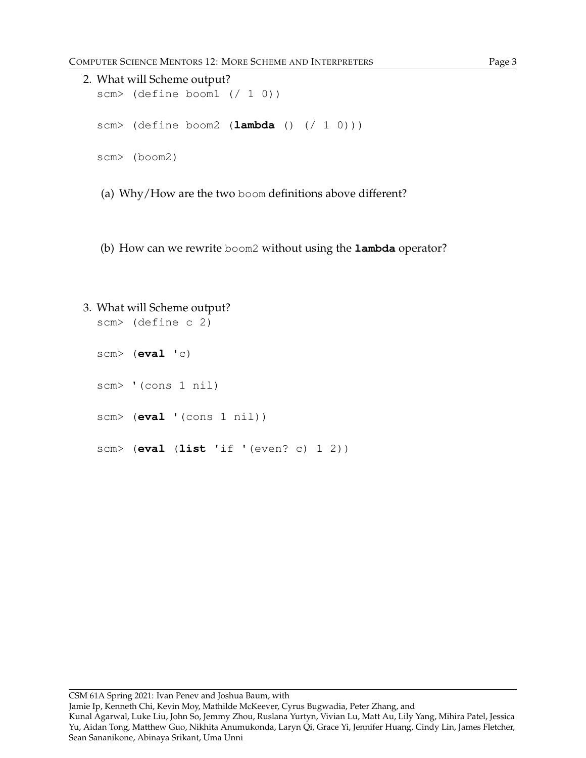2. What will Scheme output?

```
scm> (define boom1 (/ 1 0))

scm> (define boom2 (lambda () (/ 1 0)))

scm> (boom2)
```

(a) Why/How are the two `boom` definitions above different?

(b) How can we rewrite `boom2` without using the **`lambda`** operator?

3. What will Scheme output?

```
scm> (define c 2)

scm> (eval 'c)

scm> '(cons 1 nil)

scm> (eval '(cons 1 nil))

scm> (eval (list 'if '(even? c) 1 2))
```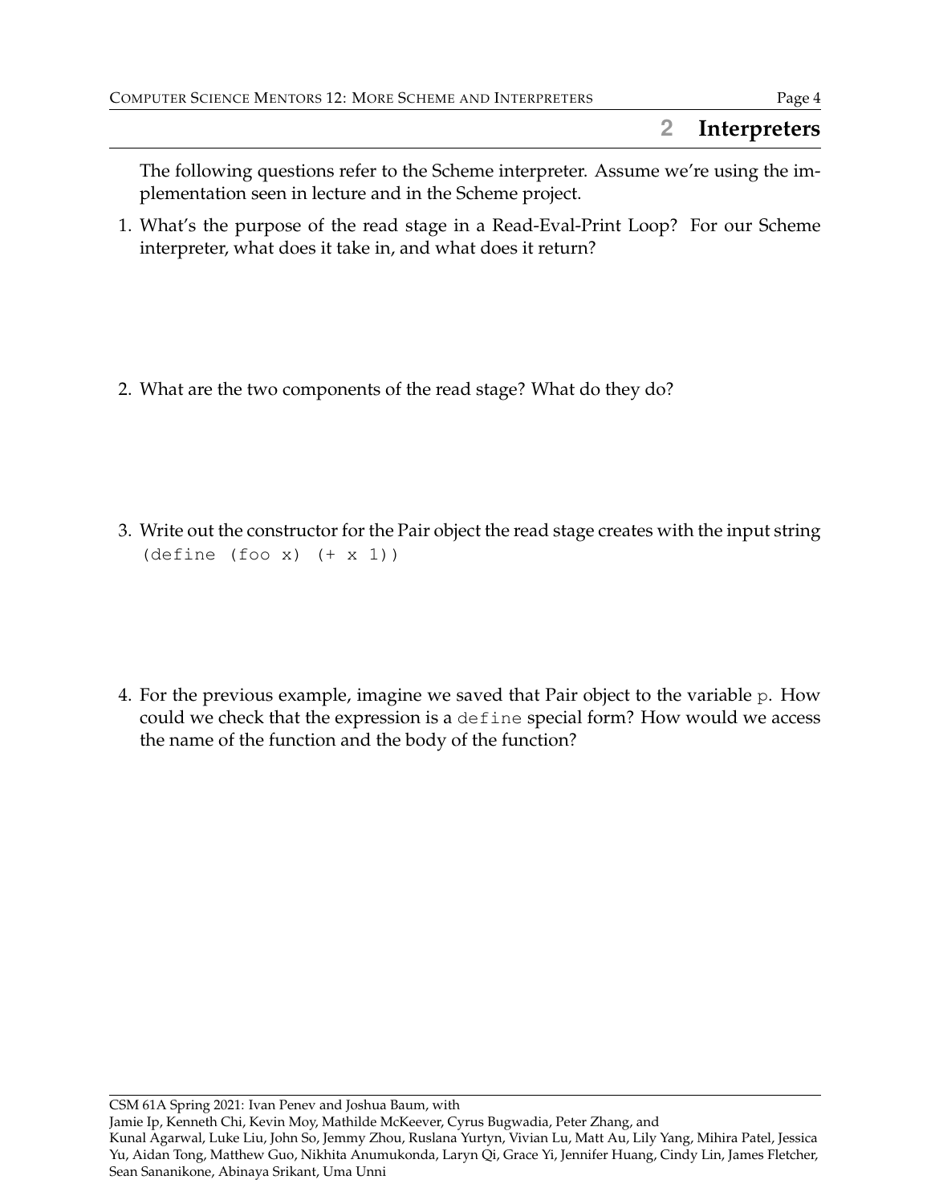## 2 Interpreters

The following questions refer to the Scheme interpreter. Assume we're using the implementation seen in lecture and in the Scheme project.

1. What's the purpose of the read stage in a Read-Eval-Print Loop? For our Scheme interpreter, what does it take in, and what does it return?

2. What are the two components of the read stage? What do they do?

3. Write out the constructor for the Pair object the read stage creates with the input string `(define (foo x) (+ x 1))`

4. For the previous example, imagine we saved that Pair object to the variable `p`. How could we check that the expression is a `define` special form? How would we access the name of the function and the body of the function?

CSM 61A Spring 2021: Ivan Penev and Joshua Baum, with
Jamie Ip, Kenneth Chi, Kevin Moy, Mathilde McKeever, Cyrus Bugwadia, Peter Zhang, and
Kunal Agarwal, Luke Liu, John So, Jemmy Zhou, Ruslana Yurtyn, Vivian Lu, Matt Au, Lily Yang, Mihira Patel, Jessica Yu, Aidan Tong, Matthew Guo, Nikhita Anumukonda, Laryn Qi, Grace Yi, Jennifer Huang, Cindy Lin, James Fletcher, Sean Sananikone, Abinaya Srikant, Uma Unni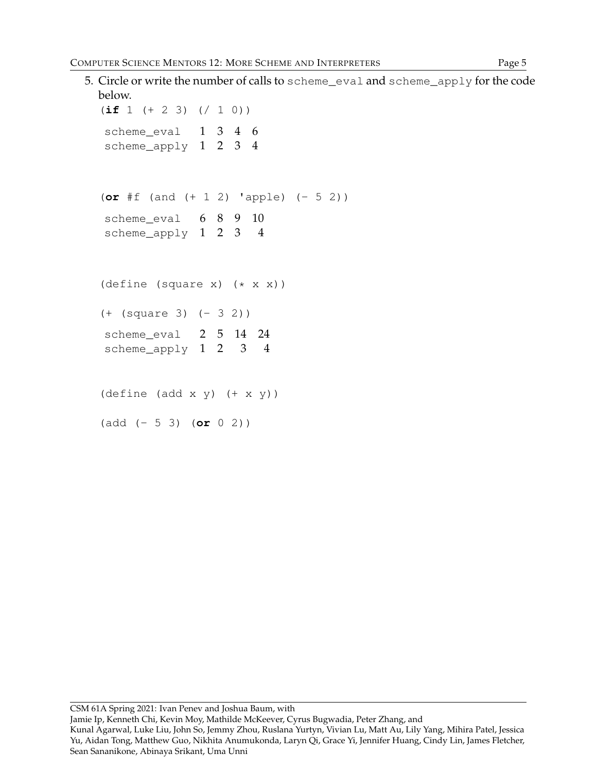5. Circle or write the number of calls to `scheme_eval` and `scheme_apply` for the code below.

```
(if 1 (+ 2 3) (/ 1 0))
```

`scheme_eval` 1 3 4 6
`scheme_apply` 1 2 3 4

```
(or #f (and (+ 1 2) 'apple) (- 5 2))
```

`scheme_eval` 6 8 9 10
`scheme_apply` 1 2 3 4

```
(define (square x) (* x x))

(+ (square 3) (- 3 2))
```

`scheme_eval` 2 5 14 24
`scheme_apply` 1 2 3 4

```
(define (add x y) (+ x y))

(add (- 5 3) (or 0 2))
```

CSM 61A Spring 2021: Ivan Penev and Joshua Baum, with
Jamie Ip, Kenneth Chi, Kevin Moy, Mathilde McKeever, Cyrus Bugwadia, Peter Zhang, and
Kunal Agarwal, Luke Liu, John So, Jemmy Zhou, Ruslana Yurtyn, Vivian Lu, Matt Au, Lily Yang, Mihira Patel, Jessica Yu, Aidan Tong, Matthew Guo, Nikhita Anumukonda, Laryn Qi, Grace Yi, Jennifer Huang, Cindy Lin, James Fletcher, Sean Sananikone, Abinaya Srikant, Uma Unni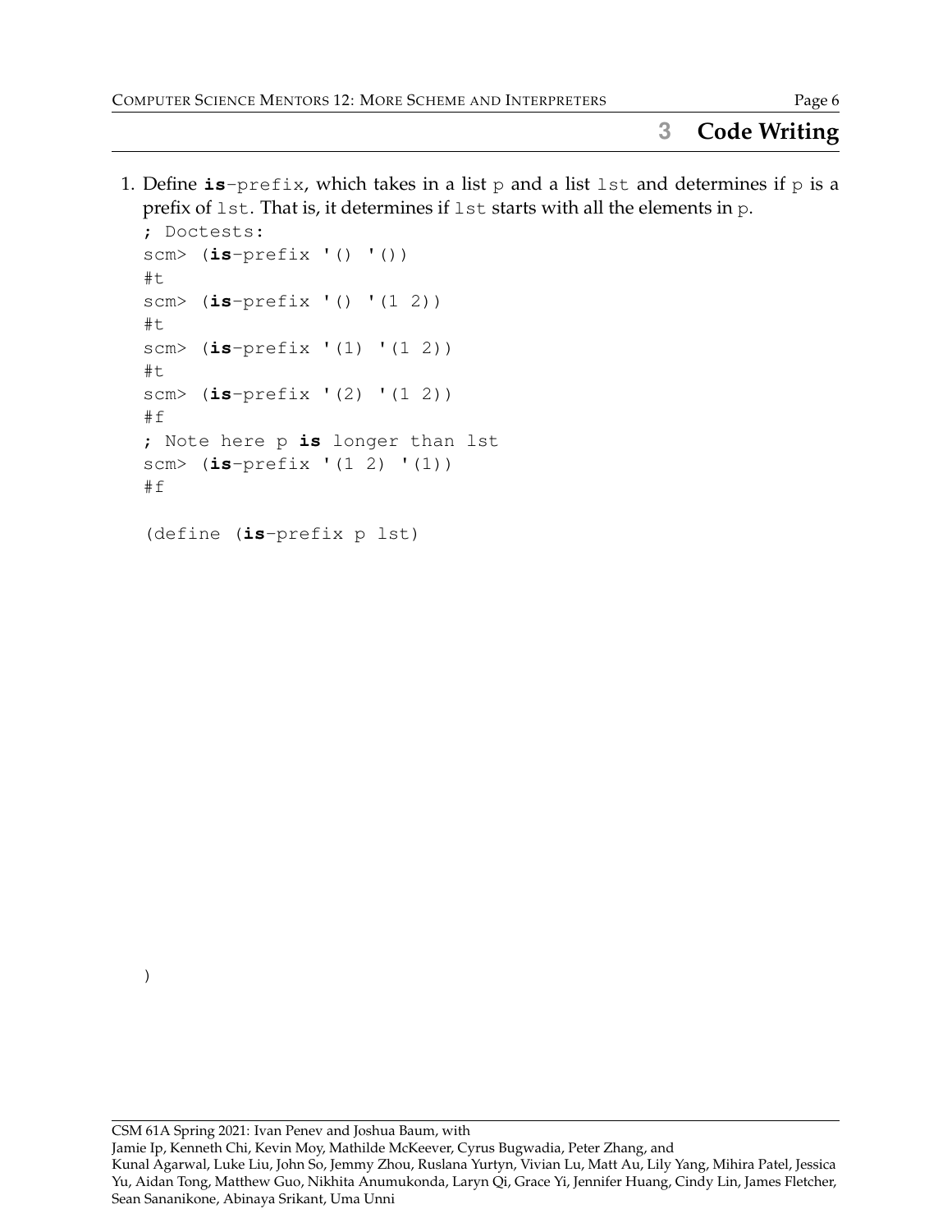# 3 Code Writing

1. Define `is-prefix`, which takes in a list `p` and a list `lst` and determines if `p` is a prefix of `lst`. That is, it determines if `lst` starts with all the elements in `p`.

```
; Doctests:
scm> (is-prefix '() '())
#t
scm> (is-prefix '() '(1 2))
#t
scm> (is-prefix '(1) '(1 2))
#t
scm> (is-prefix '(2) '(1 2))
#f
; Note here p is longer than lst
scm> (is-prefix '(1 2) '(1))
#f

(define (is-prefix p lst)









)
```

CSM 61A Spring 2021: Ivan Penev and Joshua Baum, with
Jamie Ip, Kenneth Chi, Kevin Moy, Mathilde McKeever, Cyrus Bugwadia, Peter Zhang, and
Kunal Agarwal, Luke Liu, John So, Jemmy Zhou, Ruslana Yurtyn, Vivian Lu, Matt Au, Lily Yang, Mihira Patel, Jessica Yu, Aidan Tong, Matthew Guo, Nikhita Anumukonda, Laryn Qi, Grace Yi, Jennifer Huang, Cindy Lin, James Fletcher, Sean Sananikone, Abinaya Srikant, Uma Unni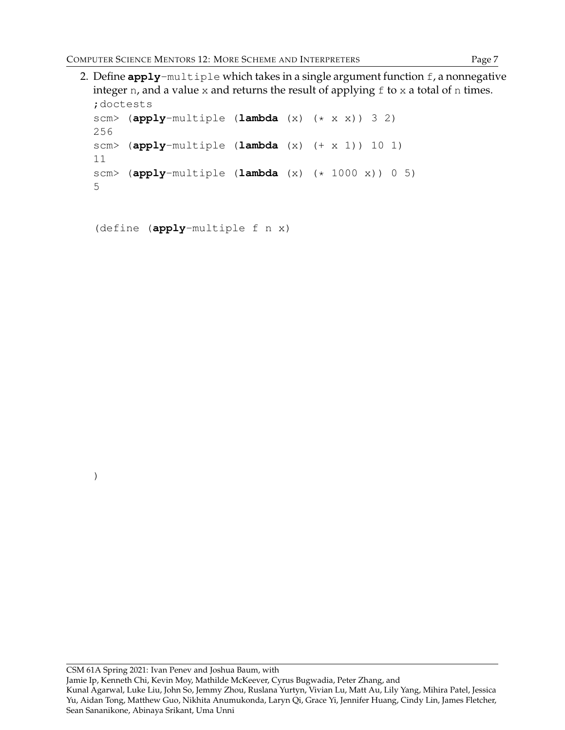2. Define `apply-multiple` which takes in a single argument function `f`, a nonnegative integer `n`, and a value `x` and returns the result of applying `f` to `x` a total of `n` times.

```
;doctests
scm> (apply-multiple (lambda (x) (* x x)) 3 2)
256
scm> (apply-multiple (lambda (x) (+ x 1)) 10 1)
11
scm> (apply-multiple (lambda (x) (* 1000 x)) 0 5)
5
```

```
(define (apply-multiple f n x)








)
```

CSM 61A Spring 2021: Ivan Penev and Joshua Baum, with
Jamie Ip, Kenneth Chi, Kevin Moy, Mathilde McKeever, Cyrus Bugwadia, Peter Zhang, and
Kunal Agarwal, Luke Liu, John So, Jemmy Zhou, Ruslana Yurtyn, Vivian Lu, Matt Au, Lily Yang, Mihira Patel, Jessica Yu, Aidan Tong, Matthew Guo, Nikhita Anumukonda, Laryn Qi, Grace Yi, Jennifer Huang, Cindy Lin, James Fletcher, Sean Sananikone, Abinaya Srikant, Uma Unni